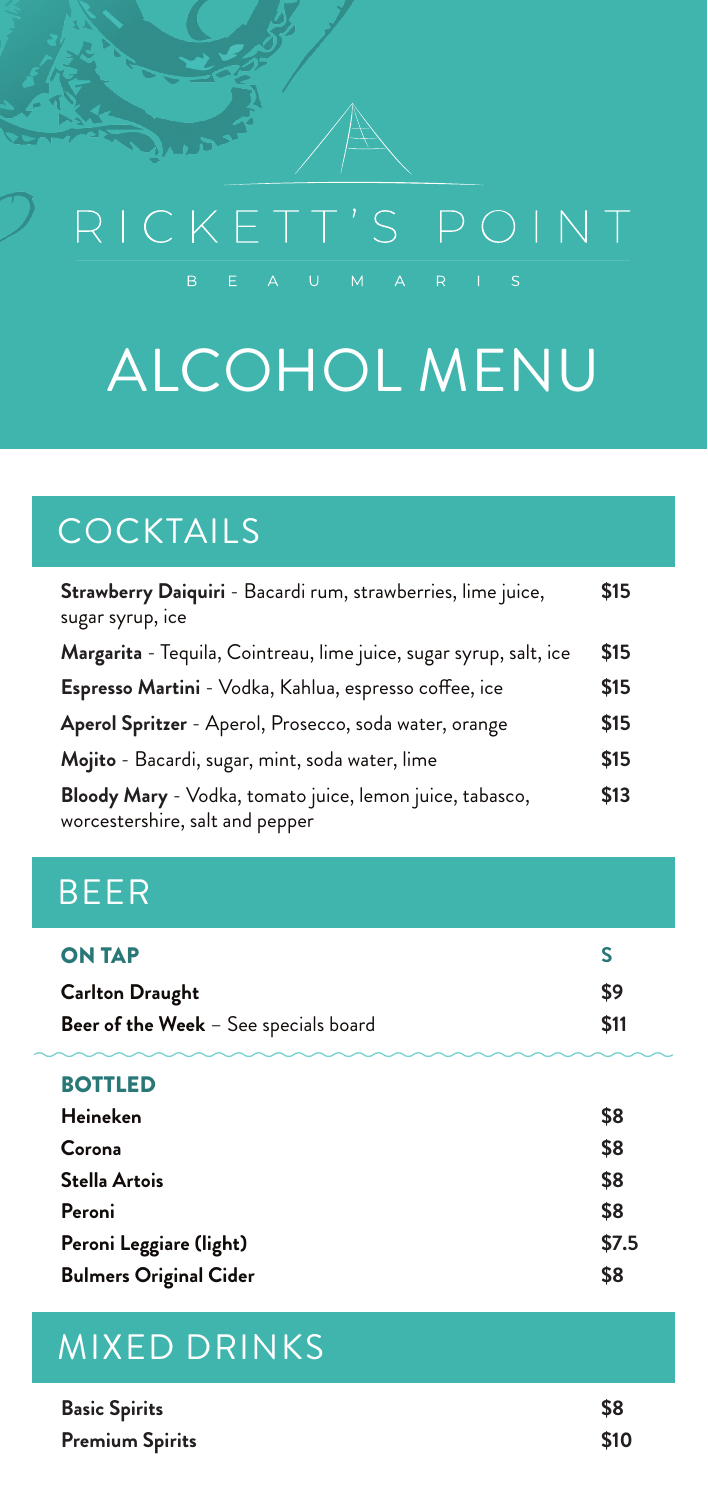# RICKETT'S POINT

BEAUMARIS

# ALCOHOL MENU

## COCKTAILS

| | |
|---|---|
| **Strawberry Daiquiri** - Bacardi rum, strawberries, lime juice, sugar syrup, ice | $15 |
| **Margarita** - Tequila, Cointreau, lime juice, sugar syrup, salt, ice | $15 |
| **Espresso Martini** - Vodka, Kahlua, espresso coffee, ice | $15 |
| **Aperol Spritzer** - Aperol, Prosecco, soda water, orange | $15 |
| **Mojito** - Bacardi, sugar, mint, soda water, lime | $15 |
| **Bloody Mary** - Vodka, tomato juice, lemon juice, tabasco, worcestershire, salt and pepper | $13 |

## BEER

| **ON TAP** | **S** |
|---|---|
| **Carlton Draught** | $9 |
| **Beer of the Week** – See specials board | $11 |

| **BOTTLED** | |
|---|---|
| **Heineken** | $8 |
| **Corona** | $8 |
| **Stella Artois** | $8 |
| **Peroni** | $8 |
| **Peroni Leggiare (light)** | $7.5 |
| **Bulmers Original Cider** | $8 |

## MIXED DRINKS

| | |
|---|---|
| **Basic Spirits** | $8 |
| **Premium Spirits** | $10 |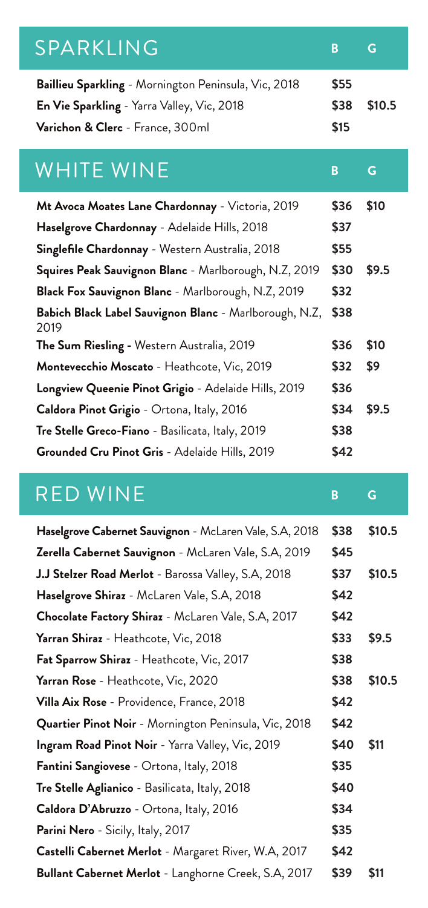## SPARKLING

| | B | G |
|---|---|---|
| **Baillieu Sparkling** - Mornington Peninsula, Vic, 2018 | $55 | |
| **En Vie Sparkling** - Yarra Valley, Vic, 2018 | $38 | $10.5 |
| **Varichon & Clerc** - France, 300ml | $15 | |

## WHITE WINE

| | B | G |
|---|---|---|
| **Mt Avoca Moates Lane Chardonnay** - Victoria, 2019 | $36 | $10 |
| **Haselgrove Chardonnay** - Adelaide Hills, 2018 | $37 | |
| **Singlefile Chardonnay** - Western Australia, 2018 | $55 | |
| **Squires Peak Sauvignon Blanc** - Marlborough, N.Z, 2019 | $30 | $9.5 |
| **Black Fox Sauvignon Blanc** - Marlborough, N.Z, 2019 | $32 | |
| **Babich Black Label Sauvignon Blanc** - Marlborough, N.Z, 2019 | $38 | |
| **The Sum Riesling -** Western Australia, 2019 | $36 | $10 |
| **Montevecchio Moscato** - Heathcote, Vic, 2019 | $32 | $9 |
| **Longview Queenie Pinot Grigio** - Adelaide Hills, 2019 | $36 | |
| **Caldora Pinot Grigio** - Ortona, Italy, 2016 | $34 | $9.5 |
| **Tre Stelle Greco-Fiano** - Basilicata, Italy, 2019 | $38 | |
| **Grounded Cru Pinot Gris** - Adelaide Hills, 2019 | $42 | |

## RED WINE

| | B | G |
|---|---|---|
| **Haselgrove Cabernet Sauvignon** - McLaren Vale, S.A, 2018 | $38 | $10.5 |
| **Zerella Cabernet Sauvignon** - McLaren Vale, S.A, 2019 | $45 | |
| **J.J Stelzer Road Merlot** - Barossa Valley, S.A, 2018 | $37 | $10.5 |
| **Haselgrove Shiraz** - McLaren Vale, S.A, 2018 | $42 | |
| **Chocolate Factory Shiraz** - McLaren Vale, S.A, 2017 | $42 | |
| **Yarran Shiraz** - Heathcote, Vic, 2018 | $33 | $9.5 |
| **Fat Sparrow Shiraz** - Heathcote, Vic, 2017 | $38 | |
| **Yarran Rose** - Heathcote, Vic, 2020 | $38 | $10.5 |
| **Villa Aix Rose** - Providence, France, 2018 | $42 | |
| **Quartier Pinot Noir** - Mornington Peninsula, Vic, 2018 | $42 | |
| **Ingram Road Pinot Noir** - Yarra Valley, Vic, 2019 | $40 | $11 |
| **Fantini Sangiovese** - Ortona, Italy, 2018 | $35 | |
| **Tre Stelle Aglianico** - Basilicata, Italy, 2018 | $40 | |
| **Caldora D'Abruzzo** - Ortona, Italy, 2016 | $34 | |
| **Parini Nero** - Sicily, Italy, 2017 | $35 | |
| **Castelli Cabernet Merlot** - Margaret River, W.A, 2017 | $42 | |
| **Bullant Cabernet Merlot** - Langhorne Creek, S.A, 2017 | $39 | $11 |